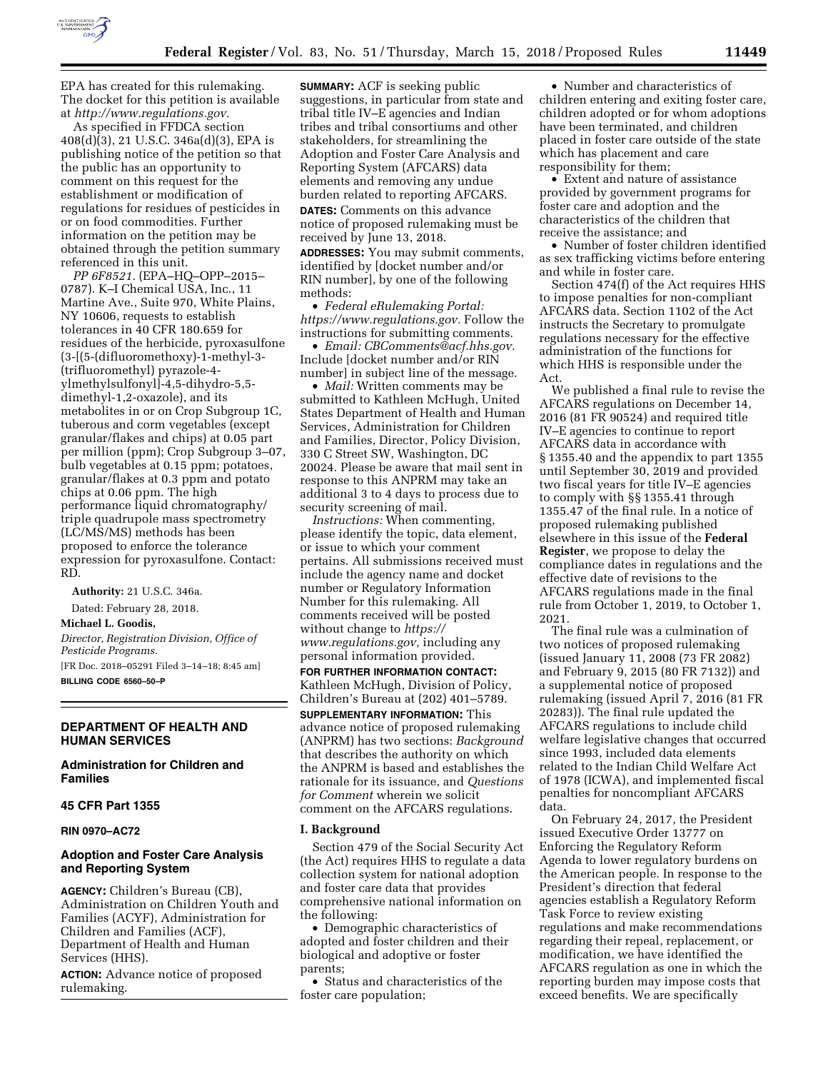EPA has created for this rulemaking. The docket for this petition is available at *http://www.regulations.gov.*

As specified in FFDCA section 408(d)(3), 21 U.S.C. 346a(d)(3), EPA is publishing notice of the petition so that the public has an opportunity to comment on this request for the establishment or modification of regulations for residues of pesticides in or on food commodities. Further information on the petition may be obtained through the petition summary referenced in this unit.

*PP 6F8521.* (EPA–HQ–OPP–2015–0787). K–I Chemical USA, Inc., 11 Martine Ave., Suite 970, White Plains, NY 10606, requests to establish tolerances in 40 CFR 180.659 for residues of the herbicide, pyroxasulfone (3-[(5-(difluoromethoxy)-1-methyl-3-(trifluoromethyl) pyrazole-4-ylmethylsulfonyl]-4,5-dihydro-5,5-dimethyl-1,2-oxazole), and its metabolites in or on Crop Subgroup 1C, tuberous and corm vegetables (except granular/flakes and chips) at 0.05 part per million (ppm); Crop Subgroup 3–07, bulb vegetables at 0.15 ppm; potatoes, granular/flakes at 0.3 ppm and potato chips at 0.06 ppm. The high performance liquid chromatography/triple quadrupole mass spectrometry (LC/MS/MS) methods has been proposed to enforce the tolerance expression for pyroxasulfone. Contact: RD.

**Authority:** 21 U.S.C. 346a.

Dated: February 28, 2018.

**Michael L. Goodis,**

*Director, Registration Division, Office of Pesticide Programs.*

[FR Doc. 2018–05291 Filed 3–14–18; 8:45 am]

**BILLING CODE 6560–50–P**

---

## DEPARTMENT OF HEALTH AND HUMAN SERVICES

### Administration for Children and Families

### 45 CFR Part 1355

### RIN 0970–AC72

### Adoption and Foster Care Analysis and Reporting System

**AGENCY:** Children's Bureau (CB), Administration on Children Youth and Families (ACYF), Administration for Children and Families (ACF), Department of Health and Human Services (HHS).

**ACTION:** Advance notice of proposed rulemaking.

**SUMMARY:** ACF is seeking public suggestions, in particular from state and tribal title IV–E agencies and Indian tribes and tribal consortiums and other stakeholders, for streamlining the Adoption and Foster Care Analysis and Reporting System (AFCARS) data elements and removing any undue burden related to reporting AFCARS.

**DATES:** Comments on this advance notice of proposed rulemaking must be received by June 13, 2018.

**ADDRESSES:** You may submit comments, identified by [docket number and/or RIN number], by one of the following methods:

- *Federal eRulemaking Portal: https://www.regulations.gov.* Follow the instructions for submitting comments.
- *Email: CBComments@acf.hhs.gov.* Include [docket number and/or RIN number] in subject line of the message.
- *Mail:* Written comments may be submitted to Kathleen McHugh, United States Department of Health and Human Services, Administration for Children and Families, Director, Policy Division, 330 C Street SW, Washington, DC 20024. Please be aware that mail sent in response to this ANPRM may take an additional 3 to 4 days to process due to security screening of mail.

*Instructions:* When commenting, please identify the topic, data element, or issue to which your comment pertains. All submissions received must include the agency name and docket number or Regulatory Information Number for this rulemaking. All comments received will be posted without change to *https://www.regulations.gov,* including any personal information provided.

**FOR FURTHER INFORMATION CONTACT:** Kathleen McHugh, Division of Policy, Children's Bureau at (202) 401–5789.

**SUPPLEMENTARY INFORMATION:** This advance notice of proposed rulemaking (ANPRM) has two sections: *Background* that describes the authority on which the ANPRM is based and establishes the rationale for its issuance, and *Questions for Comment* wherein we solicit comment on the AFCARS regulations.

#### I. Background

Section 479 of the Social Security Act (the Act) requires HHS to regulate a data collection system for national adoption and foster care data that provides comprehensive national information on the following:

- Demographic characteristics of adopted and foster children and their biological and adoptive or foster parents;
- Status and characteristics of the foster care population;
- Number and characteristics of children entering and exiting foster care, children adopted or for whom adoptions have been terminated, and children placed in foster care outside of the state which has placement and care responsibility for them;
- Extent and nature of assistance provided by government programs for foster care and adoption and the characteristics of the children that receive the assistance; and
- Number of foster children identified as sex trafficking victims before entering and while in foster care.

Section 474(f) of the Act requires HHS to impose penalties for non-compliant AFCARS data. Section 1102 of the Act instructs the Secretary to promulgate regulations necessary for the effective administration of the functions for which HHS is responsible under the Act.

We published a final rule to revise the AFCARS regulations on December 14, 2016 (81 FR 90524) and required title IV–E agencies to continue to report AFCARS data in accordance with § 1355.40 and the appendix to part 1355 until September 30, 2019 and provided two fiscal years for title IV–E agencies to comply with §§ 1355.41 through 1355.47 of the final rule. In a notice of proposed rulemaking published elsewhere in this issue of the **Federal Register**, we propose to delay the compliance dates in regulations and the effective date of revisions to the AFCARS regulations made in the final rule from October 1, 2019, to October 1, 2021.

The final rule was a culmination of two notices of proposed rulemaking (issued January 11, 2008 (73 FR 2082) and February 9, 2015 (80 FR 7132)) and a supplemental notice of proposed rulemaking (issued April 7, 2016 (81 FR 20283)). The final rule updated the AFCARS regulations to include child welfare legislative changes that occurred since 1993, included data elements related to the Indian Child Welfare Act of 1978 (ICWA), and implemented fiscal penalties for noncompliant AFCARS data.

On February 24, 2017, the President issued Executive Order 13777 on Enforcing the Regulatory Reform Agenda to lower regulatory burdens on the American people. In response to the President's direction that federal agencies establish a Regulatory Reform Task Force to review existing regulations and make recommendations regarding their repeal, replacement, or modification, we have identified the AFCARS regulation as one in which the reporting burden may impose costs that exceed benefits. We are specifically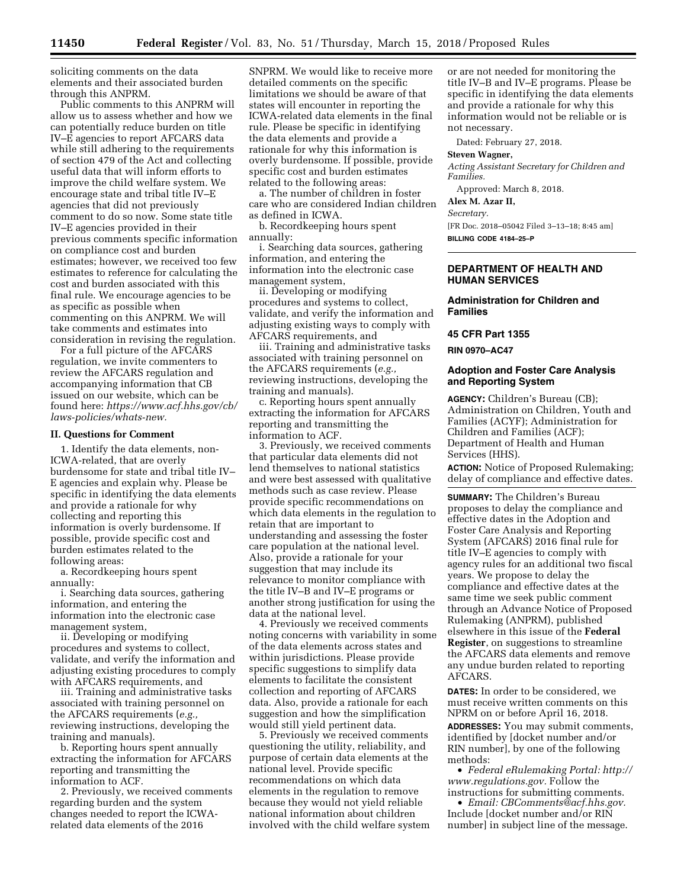soliciting comments on the data elements and their associated burden through this ANPRM.

Public comments to this ANPRM will allow us to assess whether and how we can potentially reduce burden on title IV–E agencies to report AFCARS data while still adhering to the requirements of section 479 of the Act and collecting useful data that will inform efforts to improve the child welfare system. We encourage state and tribal title IV–E agencies that did not previously comment to do so now. Some state title IV–E agencies provided in their previous comments specific information on compliance cost and burden estimates; however, we received too few estimates to reference for calculating the cost and burden associated with this final rule. We encourage agencies to be as specific as possible when commenting on this ANPRM. We will take comments and estimates into consideration in revising the regulation.

For a full picture of the AFCARS regulation, we invite commenters to review the AFCARS regulation and accompanying information that CB issued on our website, which can be found here: *https://www.acf.hhs.gov/cb/laws-policies/whats-new.*

## II. Questions for Comment

1. Identify the data elements, non-ICWA-related, that are overly burdensome for state and tribal title IV–E agencies and explain why. Please be specific in identifying the data elements and provide a rationale for why collecting and reporting this information is overly burdensome. If possible, provide specific cost and burden estimates related to the following areas:

a. Recordkeeping hours spent annually:

i. Searching data sources, gathering information, and entering the information into the electronic case management system,

ii. Developing or modifying procedures and systems to collect, validate, and verify the information and adjusting existing procedures to comply with AFCARS requirements, and

iii. Training and administrative tasks associated with training personnel on the AFCARS requirements (*e.g.,* reviewing instructions, developing the training and manuals).

b. Reporting hours spent annually extracting the information for AFCARS reporting and transmitting the information to ACF.

2. Previously, we received comments regarding burden and the system changes needed to report the ICWA-related data elements of the 2016 SNPRM. We would like to receive more detailed comments on the specific limitations we should be aware of that states will encounter in reporting the ICWA-related data elements in the final rule. Please be specific in identifying the data elements and provide a rationale for why this information is overly burdensome. If possible, provide specific cost and burden estimates related to the following areas:

a. The number of children in foster care who are considered Indian children as defined in ICWA.

b. Recordkeeping hours spent annually:

i. Searching data sources, gathering information, and entering the information into the electronic case management system,

ii. Developing or modifying procedures and systems to collect, validate, and verify the information and adjusting existing ways to comply with AFCARS requirements, and

iii. Training and administrative tasks associated with training personnel on the AFCARS requirements (*e.g.,* reviewing instructions, developing the training and manuals).

c. Reporting hours spent annually extracting the information for AFCARS reporting and transmitting the information to ACF.

3. Previously, we received comments that particular data elements did not lend themselves to national statistics and were best assessed with qualitative methods such as case review. Please provide specific recommendations on which data elements in the regulation to retain that are important to understanding and assessing the foster care population at the national level. Also, provide a rationale for your suggestion that may include its relevance to monitor compliance with the title IV–B and IV–E programs or another strong justification for using the data at the national level.

4. Previously we received comments noting concerns with variability in some of the data elements across states and within jurisdictions. Please provide specific suggestions to simplify data elements to facilitate the consistent collection and reporting of AFCARS data. Also, provide a rationale for each suggestion and how the simplification would still yield pertinent data.

5. Previously we received comments questioning the utility, reliability, and purpose of certain data elements at the national level. Provide specific recommendations on which data elements in the regulation to remove because they would not yield reliable national information about children involved with the child welfare system or are not needed for monitoring the title IV–B and IV–E programs. Please be specific in identifying the data elements and provide a rationale for why this information would not be reliable or is not necessary.

Dated: February 27, 2018.

**Steven Wagner,**

*Acting Assistant Secretary for Children and Families.*

Approved: March 8, 2018.

**Alex M. Azar II,**

*Secretary.*

[FR Doc. 2018–05042 Filed 3–13–18; 8:45 am]

**BILLING CODE 4184–25–P**

---

# DEPARTMENT OF HEALTH AND HUMAN SERVICES

## Administration for Children and Families

## 45 CFR Part 1355

**RIN 0970–AC47**

## Adoption and Foster Care Analysis and Reporting System

**AGENCY:** Children's Bureau (CB); Administration on Children, Youth and Families (ACYF); Administration for Children and Families (ACF); Department of Health and Human Services (HHS).

**ACTION:** Notice of Proposed Rulemaking; delay of compliance and effective dates.

**SUMMARY:** The Children's Bureau proposes to delay the compliance and effective dates in the Adoption and Foster Care Analysis and Reporting System (AFCARS) 2016 final rule for title IV–E agencies to comply with agency rules for an additional two fiscal years. We propose to delay the compliance and effective dates at the same time we seek public comment through an Advance Notice of Proposed Rulemaking (ANPRM), published elsewhere in this issue of the **Federal Register**, on suggestions to streamline the AFCARS data elements and remove any undue burden related to reporting AFCARS.

**DATES:** In order to be considered, we must receive written comments on this NPRM on or before April 16, 2018.

**ADDRESSES:** You may submit comments, identified by [docket number and/or RIN number], by one of the following methods:

- *Federal eRulemaking Portal: http://www.regulations.gov.* Follow the instructions for submitting comments.
- *Email: CBComments@acf.hhs.gov.* Include [docket number and/or RIN number] in subject line of the message.